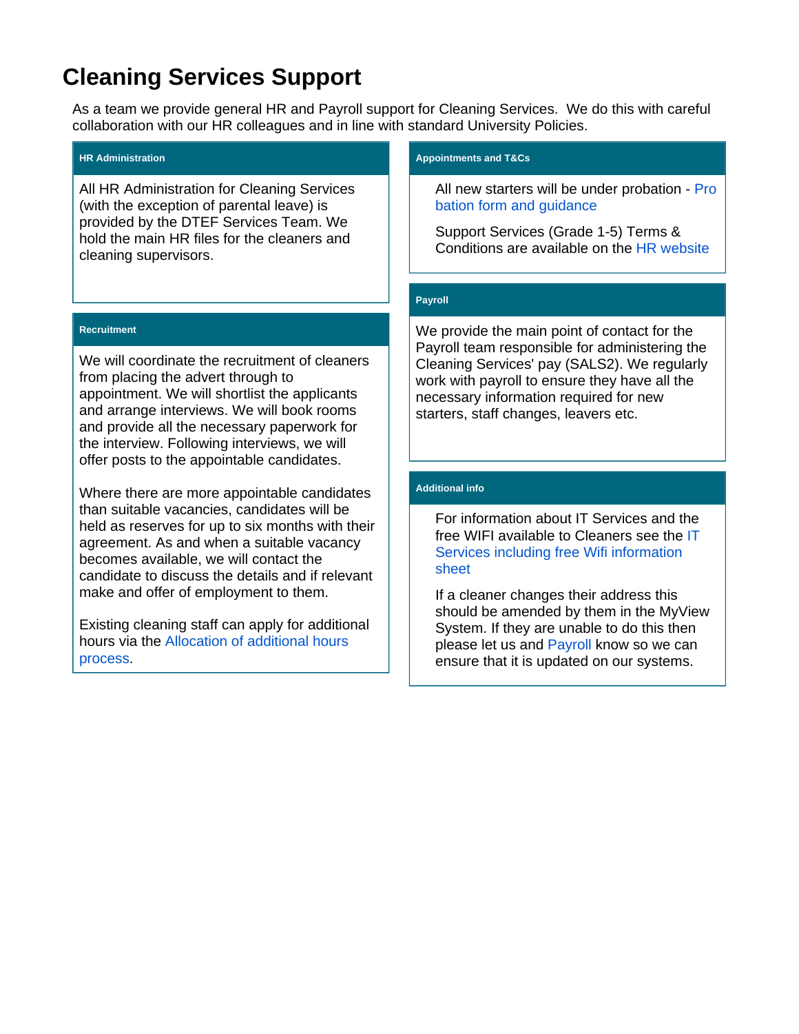# Cleaning Services Support

As a team we provide general HR and Payroll support for Cleaning Services. We do this with careful collaboration with our HR colleagues and in line with standard University Policies.

### HR Administration

All HR Administration for Cleaning Services (with the exception of parental leave) is provided by the DTEF Services Team. We hold the main HR files for the cleaners and cleaning supervisors.

### Recruitment

We will coordinate the recruitment of cleaners from placing the advert through to appointment. We will shortlist the applicants and arrange interviews. We will book rooms and provide all the necessary paperwork for the interview. Following interviews, we will offer posts to the appointable candidates.

Where there are more appointable candidates than suitable vacancies, candidates will be held as reserves for up to six months with their agreement. As and when a suitable vacancy becomes available, we will contact the candidate to discuss the details and if relevant make and offer of employment to them.

Existing cleaning staff can apply for additional hours via the Allocation of additional hours process.

### Appointments and T&Cs

All new starters will be under probation - Probation form and guidance

Support Services (Grade 1-5) Terms & Conditions are available on the HR website

### Payroll

We provide the main point of contact for the Payroll team responsible for administering the Cleaning Services' pay (SALS2). We regularly work with payroll to ensure they have all the necessary information required for new starters, staff changes, leavers etc.

### Additional info

For information about IT Services and the free WIFI available to Cleaners see the IT Services including free Wifi information sheet

If a cleaner changes their address this should be amended by them in the MyView System. If they are unable to do this then please let us and Payroll know so we can ensure that it is updated on our systems.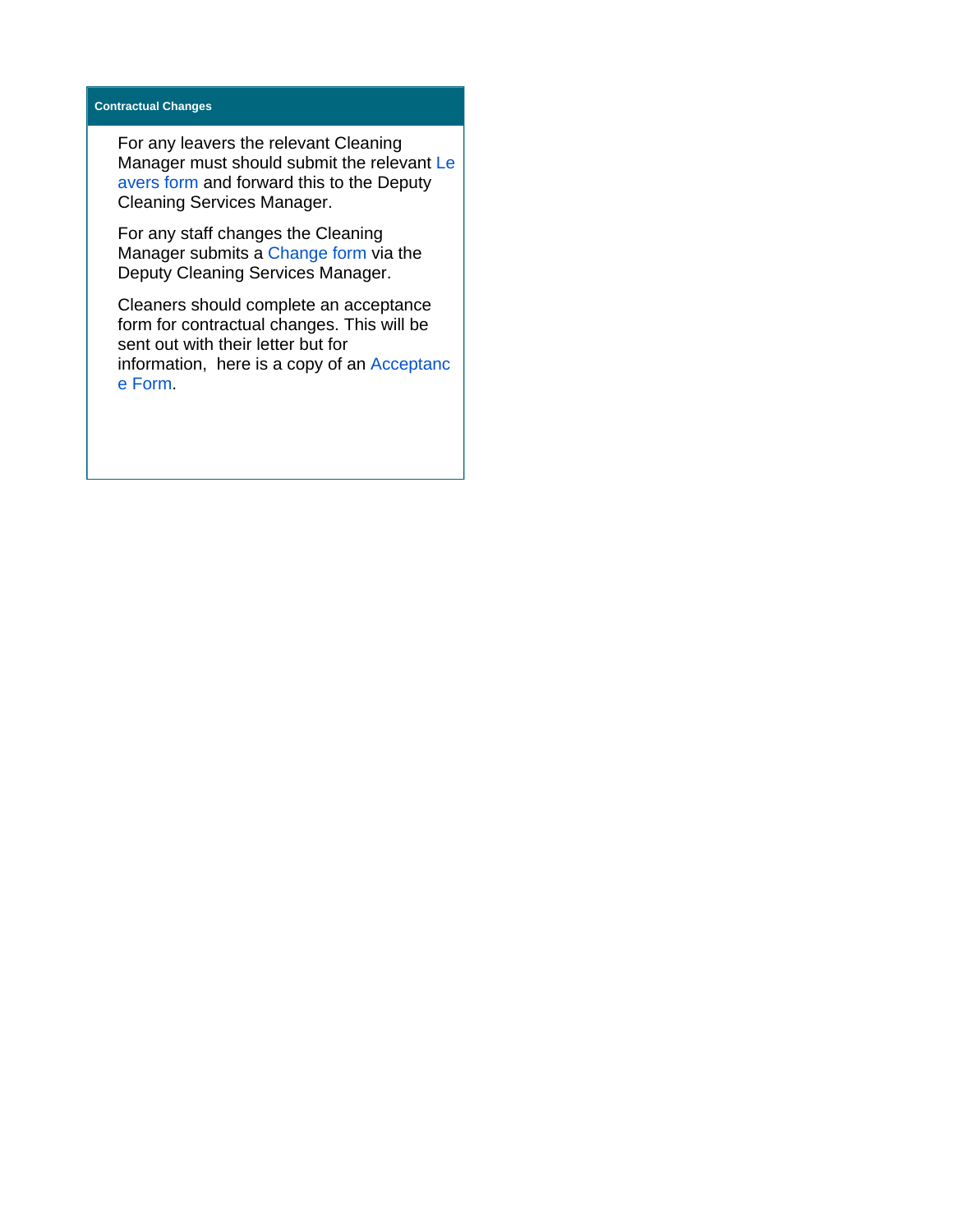**Contractual Changes**

For any leavers the relevant Cleaning Manager must should submit the relevant Leavers form and forward this to the Deputy Cleaning Services Manager.

For any staff changes the Cleaning Manager submits a Change form via the Deputy Cleaning Services Manager.

Cleaners should complete an acceptance form for contractual changes. This will be sent out with their letter but for information, here is a copy of an Acceptance Form.